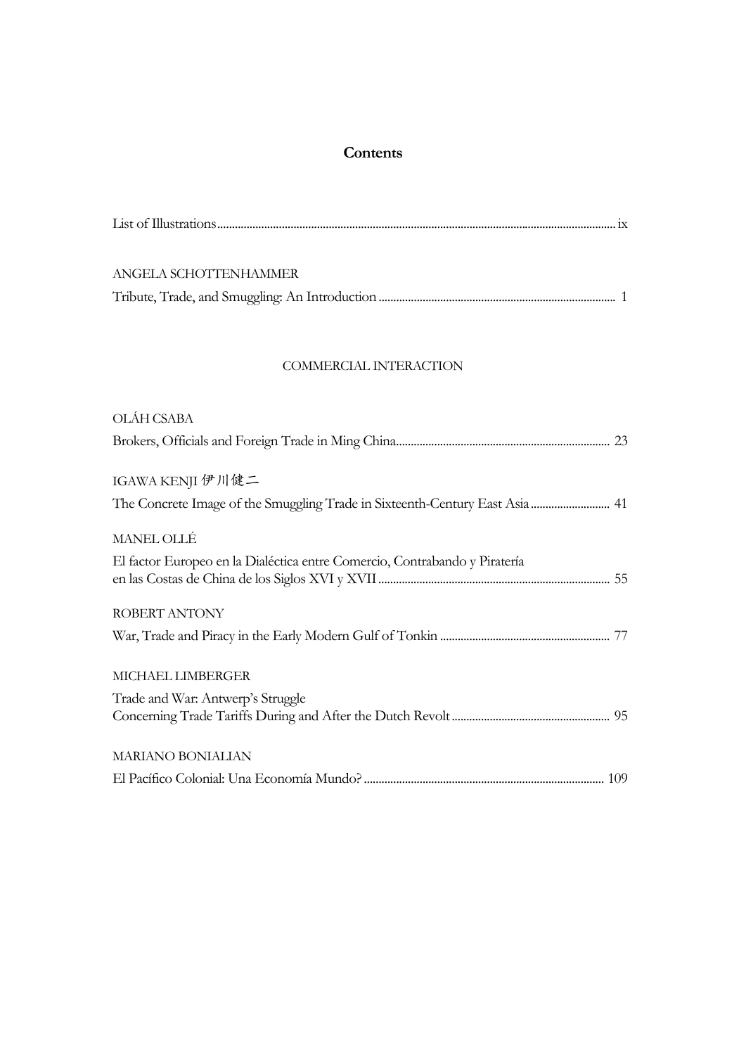# Contents

List of Illustrations ........ ix

ANGELA SCHOTTENHAMMER

Tribute, Trade, and Smuggling: An Introduction ........ 1

## COMMERCIAL INTERACTION

OLÁH CSABA

Brokers, Officials and Foreign Trade in Ming China ........ 23

IGAWA KENJI 伊川健二

The Concrete Image of the Smuggling Trade in Sixteenth-Century East Asia ........ 41

MANEL OLLÉ

El factor Europeo en la Dialéctica entre Comercio, Contrabando y Piratería en las Costas de China de los Siglos XVI y XVII ........ 55

ROBERT ANTONY

War, Trade and Piracy in the Early Modern Gulf of Tonkin ........ 77

MICHAEL LIMBERGER

Trade and War: Antwerp's Struggle Concerning Trade Tariffs During and After the Dutch Revolt ........ 95

MARIANO BONIALIAN

El Pacífico Colonial: Una Economía Mundo? ........ 109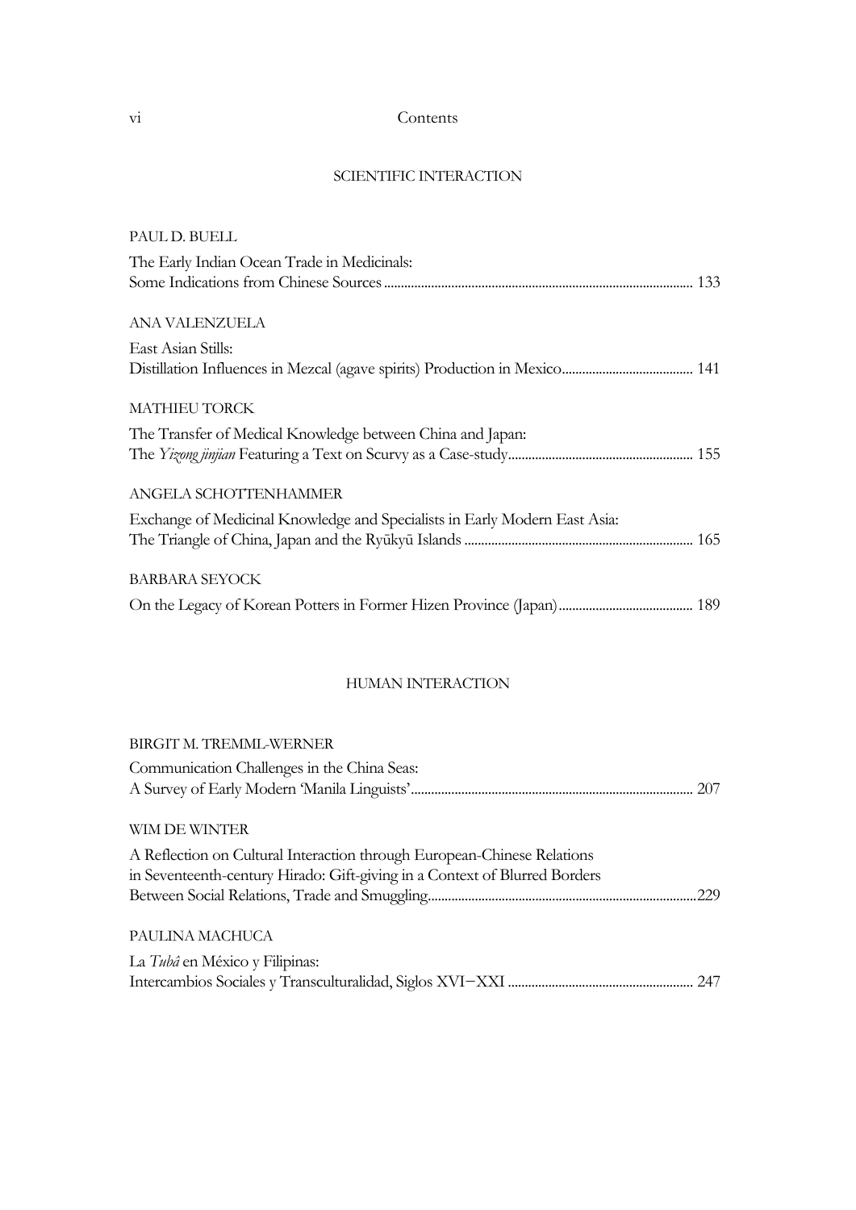## SCIENTIFIC INTERACTION

PAUL D. BUELL

The Early Indian Ocean Trade in Medicinals:
Some Indications from Chinese Sources .......... 133

ANA VALENZUELA

East Asian Stills:
Distillation Influences in Mezcal (agave spirits) Production in Mexico .......... 141

MATHIEU TORCK

The Transfer of Medical Knowledge between China and Japan:
The *Yizong jinjian* Featuring a Text on Scurvy as a Case-study .......... 155

ANGELA SCHOTTENHAMMER

Exchange of Medicinal Knowledge and Specialists in Early Modern East Asia:
The Triangle of China, Japan and the Ryūkyū Islands .......... 165

BARBARA SEYOCK

On the Legacy of Korean Potters in Former Hizen Province (Japan) .......... 189

## HUMAN INTERACTION

BIRGIT M. TREMML-WERNER

Communication Challenges in the China Seas:
A Survey of Early Modern 'Manila Linguists' .......... 207

WIM DE WINTER

A Reflection on Cultural Interaction through European-Chinese Relations
in Seventeenth-century Hirado: Gift-giving in a Context of Blurred Borders
Between Social Relations, Trade and Smuggling .......... 229

PAULINA MACHUCA

La *Tubâ* en México y Filipinas:
Intercambios Sociales y Transculturalidad, Siglos XVI–XXI .......... 247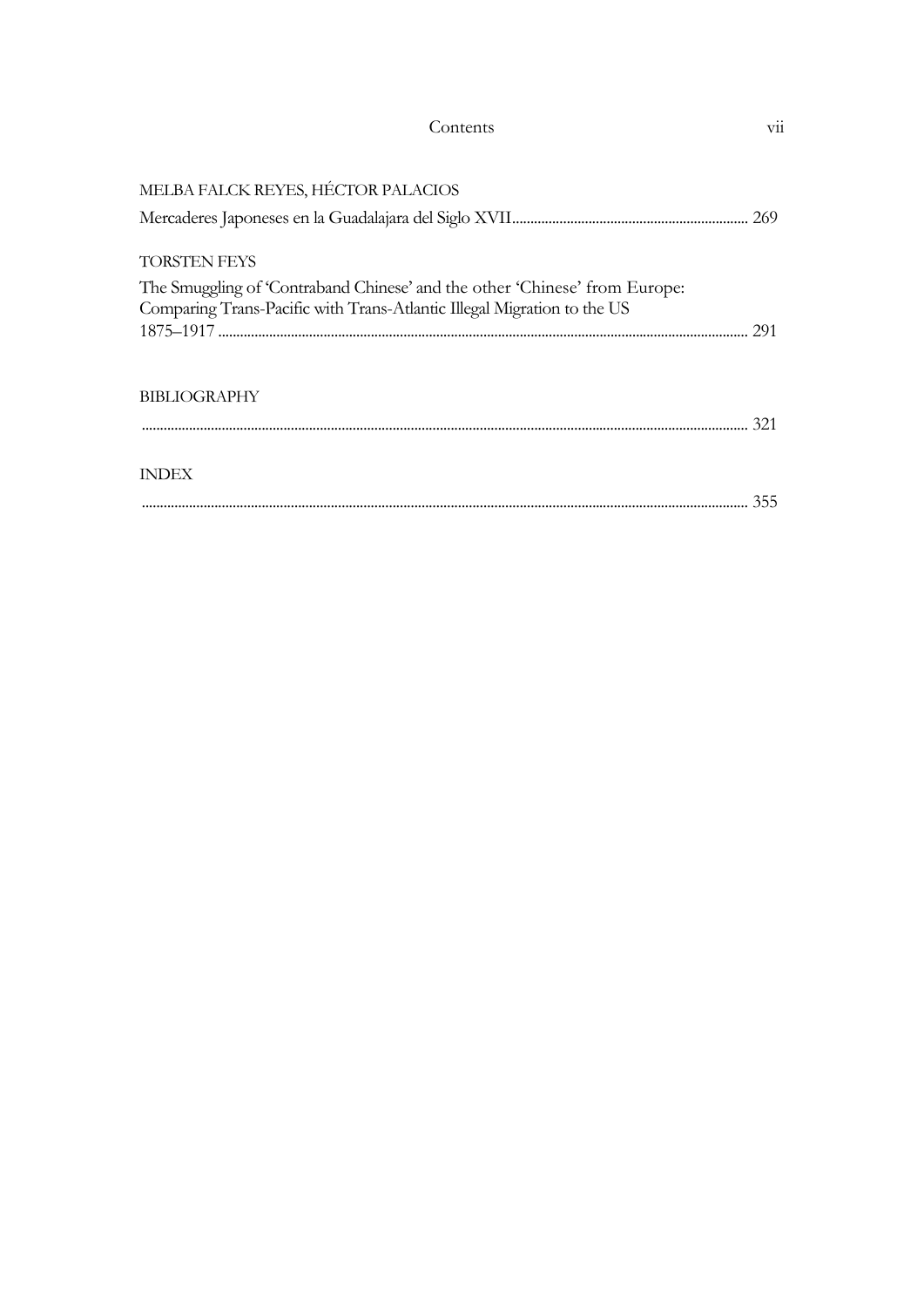MELBA FALCK REYES, HÉCTOR PALACIOS

Mercaderes Japoneses en la Guadalajara del Siglo XVII ........................................ 269

TORSTEN FEYS

The Smuggling of 'Contraband Chinese' and the other 'Chinese' from Europe: Comparing Trans-Pacific with Trans-Atlantic Illegal Migration to the US 1875–1917 ........................................ 291

BIBLIOGRAPHY

........................................ 321

INDEX

........................................ 355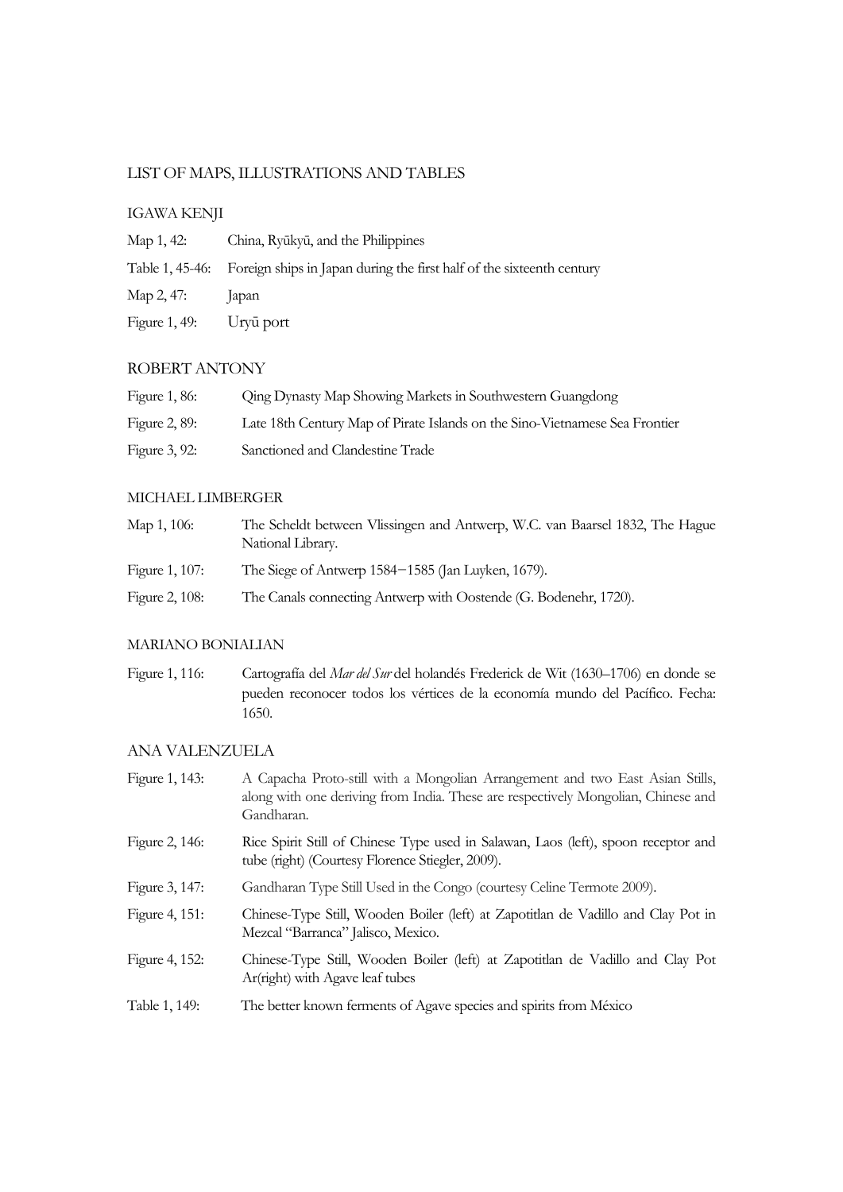## LIST OF MAPS, ILLUSTRATIONS AND TABLES

### IGAWA KENJI

Map 1, 42: China, Ryūkyū, and the Philippines

Table 1, 45-46: Foreign ships in Japan during the first half of the sixteenth century

Map 2, 47: Japan

Figure 1, 49: Uryū port

### ROBERT ANTONY

Figure 1, 86: Qing Dynasty Map Showing Markets in Southwestern Guangdong

Figure 2, 89: Late 18th Century Map of Pirate Islands on the Sino-Vietnamese Sea Frontier

Figure 3, 92: Sanctioned and Clandestine Trade

### MICHAEL LIMBERGER

Map 1, 106: The Scheldt between Vlissingen and Antwerp, W.C. van Baarsel 1832, The Hague National Library.

Figure 1, 107: The Siege of Antwerp 1584−1585 (Jan Luyken, 1679).

Figure 2, 108: The Canals connecting Antwerp with Oostende (G. Bodenehr, 1720).

### MARIANO BONIALIAN

Figure 1, 116: Cartografía del *Mar del Sur* del holandés Frederick de Wit (1630–1706) en donde se pueden reconocer todos los vértices de la economía mundo del Pacífico. Fecha: 1650.

### ANA VALENZUELA

Figure 1, 143: A Capacha Proto-still with a Mongolian Arrangement and two East Asian Stills, along with one deriving from India. These are respectively Mongolian, Chinese and Gandharan.

Figure 2, 146: Rice Spirit Still of Chinese Type used in Salawan, Laos (left), spoon receptor and tube (right) (Courtesy Florence Stiegler, 2009).

Figure 3, 147: Gandharan Type Still Used in the Congo (courtesy Celine Termote 2009).

Figure 4, 151: Chinese-Type Still, Wooden Boiler (left) at Zapotitlan de Vadillo and Clay Pot in Mezcal "Barranca" Jalisco, Mexico.

Figure 4, 152: Chinese-Type Still, Wooden Boiler (left) at Zapotitlan de Vadillo and Clay Pot Ar(right) with Agave leaf tubes

Table 1, 149: The better known ferments of Agave species and spirits from México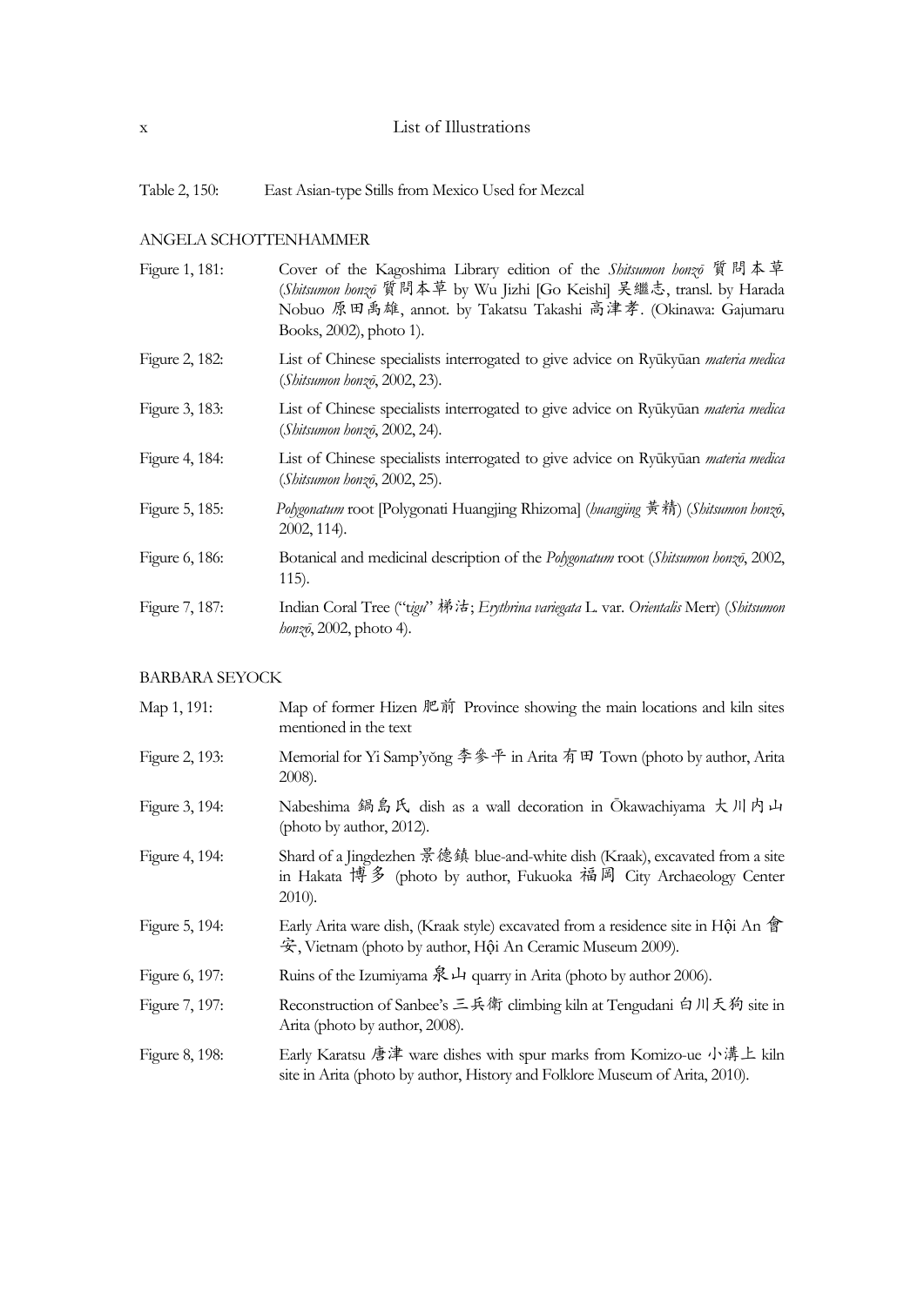Table 2, 150: East Asian-type Stills from Mexico Used for Mezcal

ANGELA SCHOTTENHAMMER

Figure 1, 181: Cover of the Kagoshima Library edition of the *Shitsumon honzō* 質問本草 (*Shitsumon honzō* 質問本草 by Wu Jizhi [Go Keishi] 吴繼志, transl. by Harada Nobuo 原田禹雄, annot. by Takatsu Takashi 高津孝. (Okinawa: Gajumaru Books, 2002), photo 1).

Figure 2, 182: List of Chinese specialists interrogated to give advice on Ryūkyūan *materia medica* (*Shitsumon honzō*, 2002, 23).

Figure 3, 183: List of Chinese specialists interrogated to give advice on Ryūkyūan *materia medica* (*Shitsumon honzō*, 2002, 24).

Figure 4, 184: List of Chinese specialists interrogated to give advice on Ryūkyūan *materia medica* (*Shitsumon honzō*, 2002, 25).

Figure 5, 185: *Polygonatum* root [Polygonati Huangjing Rhizoma] (*huangjing* 黃精) (*Shitsumon honzō*, 2002, 114).

Figure 6, 186: Botanical and medicinal description of the *Polygonatum* root (*Shitsumon honzō*, 2002, 115).

Figure 7, 187: Indian Coral Tree ("*tigu*" 梯沽; *Erythrina variegata* L. var. *Orientalis* Merr) (*Shitsumon honzō*, 2002, photo 4).

BARBARA SEYOCK

Map 1, 191: Map of former Hizen 肥前 Province showing the main locations and kiln sites mentioned in the text

Figure 2, 193: Memorial for Yi Samp'yŏng 李参平 in Arita 有田 Town (photo by author, Arita 2008).

Figure 3, 194: Nabeshima 鍋島氏 dish as a wall decoration in Ōkawachiyama 大川内山 (photo by author, 2012).

Figure 4, 194: Shard of a Jingdezhen 景德鎮 blue-and-white dish (Kraak), excavated from a site in Hakata 博多 (photo by author, Fukuoka 福岡 City Archaeology Center 2010).

Figure 5, 194: Early Arita ware dish, (Kraak style) excavated from a residence site in Hội An 會安, Vietnam (photo by author, Hội An Ceramic Museum 2009).

Figure 6, 197: Ruins of the Izumiyama 泉山 quarry in Arita (photo by author 2006).

Figure 7, 197: Reconstruction of Sanbee's 三兵衛 climbing kiln at Tengudani 白川天狗 site in Arita (photo by author, 2008).

Figure 8, 198: Early Karatsu 唐津 ware dishes with spur marks from Komizo-ue 小溝上 kiln site in Arita (photo by author, History and Folklore Museum of Arita, 2010).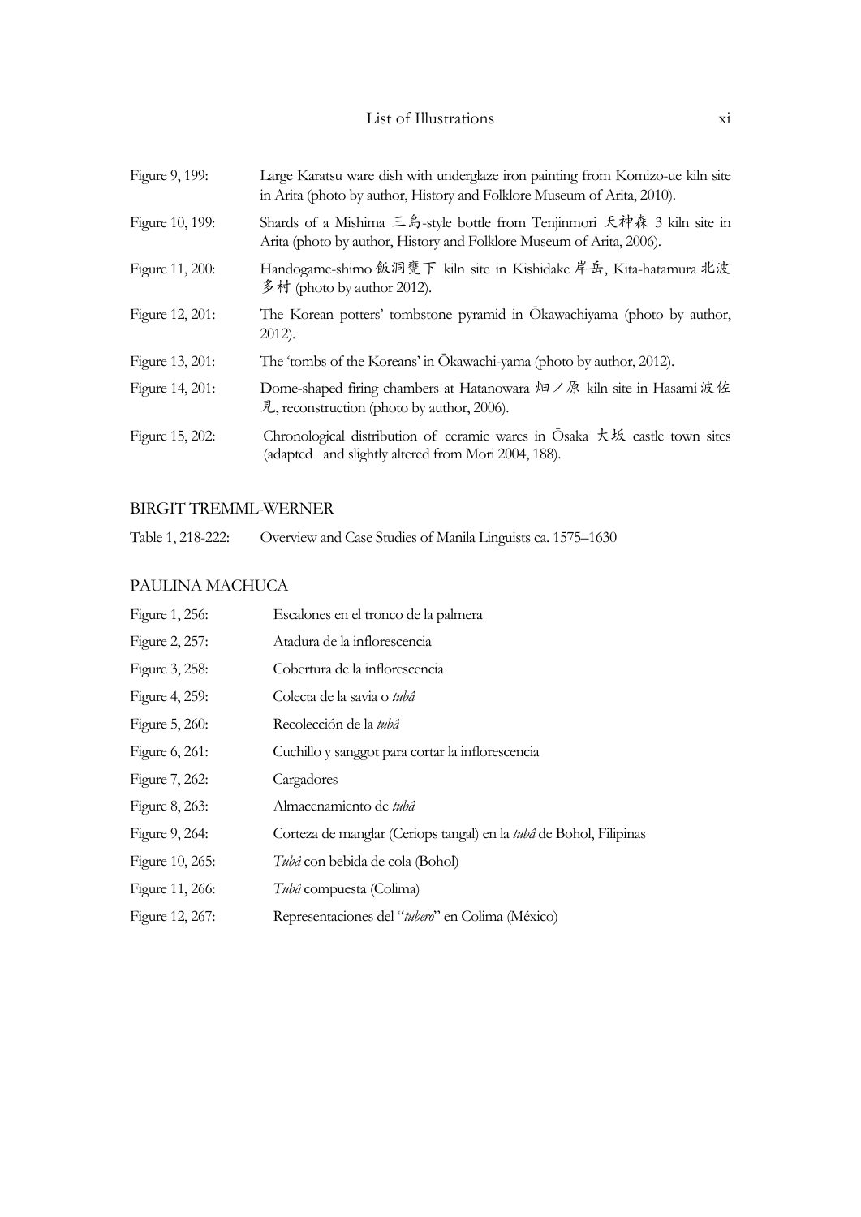Figure 9, 199: Large Karatsu ware dish with underglaze iron painting from Komizo-ue kiln site in Arita (photo by author, History and Folklore Museum of Arita, 2010).

Figure 10, 199: Shards of a Mishima 三島-style bottle from Tenjinmori 天神森 3 kiln site in Arita (photo by author, History and Folklore Museum of Arita, 2006).

Figure 11, 200: Handogame-shimo 飯洞甕下 kiln site in Kishidake 岸岳, Kita-hatamura 北波多村 (photo by author 2012).

Figure 12, 201: The Korean potters' tombstone pyramid in Ōkawachiyama (photo by author, 2012).

Figure 13, 201: The 'tombs of the Koreans' in Ōkawachi-yama (photo by author, 2012).

Figure 14, 201: Dome-shaped firing chambers at Hatanowara 畑ノ原 kiln site in Hasami 波佐見, reconstruction (photo by author, 2006).

Figure 15, 202: Chronological distribution of ceramic wares in Ōsaka 大坂 castle town sites (adapted and slightly altered from Mori 2004, 188).

## BIRGIT TREMML-WERNER

Table 1, 218-222: Overview and Case Studies of Manila Linguists ca. 1575–1630

## PAULINA MACHUCA

Figure 1, 256: Escalones en el tronco de la palmera

Figure 2, 257: Atadura de la inflorescencia

Figure 3, 258: Cobertura de la inflorescencia

Figure 4, 259: Colecta de la savia o *tubâ*

Figure 5, 260: Recolección de la *tubâ*

Figure 6, 261: Cuchillo y sanggot para cortar la inflorescencia

Figure 7, 262: Cargadores

Figure 8, 263: Almacenamiento de *tubâ*

Figure 9, 264: Corteza de manglar (Ceriops tangal) en la *tubâ* de Bohol, Filipinas

Figure 10, 265: *Tubâ* con bebida de cola (Bohol)

Figure 11, 266: *Tubâ* compuesta (Colima)

Figure 12, 267: Representaciones del "*tubero*" en Colima (México)